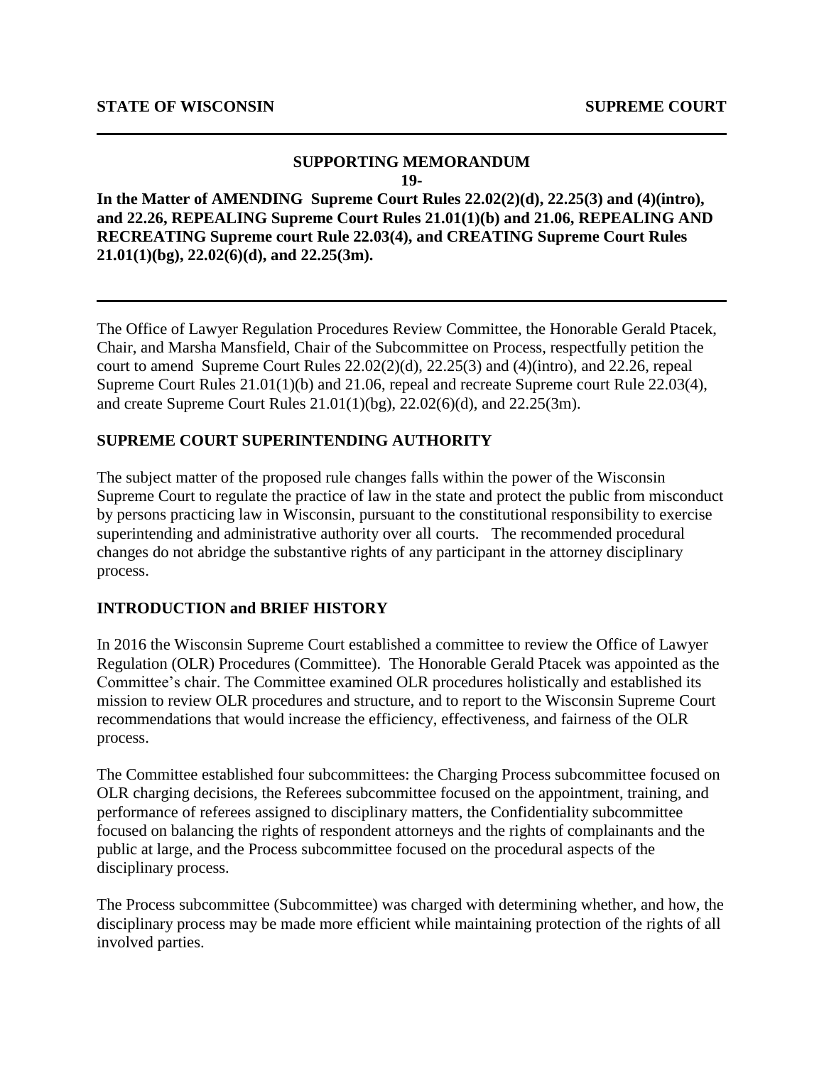**STATE OF WISCONSIN** **SUPREME COURT**

---

**SUPPORTING MEMORANDUM**

**19-**

**In the Matter of AMENDING Supreme Court Rules 22.02(2)(d), 22.25(3) and (4)(intro), and 22.26, REPEALING Supreme Court Rules 21.01(1)(b) and 21.06, REPEALING AND RECREATING Supreme court Rule 22.03(4), and CREATING Supreme Court Rules 21.01(1)(bg), 22.02(6)(d), and 22.25(3m).**

---

The Office of Lawyer Regulation Procedures Review Committee, the Honorable Gerald Ptacek, Chair, and Marsha Mansfield, Chair of the Subcommittee on Process, respectfully petition the court to amend Supreme Court Rules 22.02(2)(d), 22.25(3) and (4)(intro), and 22.26, repeal Supreme Court Rules 21.01(1)(b) and 21.06, repeal and recreate Supreme court Rule 22.03(4), and create Supreme Court Rules 21.01(1)(bg), 22.02(6)(d), and 22.25(3m).

## SUPREME COURT SUPERINTENDING AUTHORITY

The subject matter of the proposed rule changes falls within the power of the Wisconsin Supreme Court to regulate the practice of law in the state and protect the public from misconduct by persons practicing law in Wisconsin, pursuant to the constitutional responsibility to exercise superintending and administrative authority over all courts. The recommended procedural changes do not abridge the substantive rights of any participant in the attorney disciplinary process.

## INTRODUCTION and BRIEF HISTORY

In 2016 the Wisconsin Supreme Court established a committee to review the Office of Lawyer Regulation (OLR) Procedures (Committee). The Honorable Gerald Ptacek was appointed as the Committee's chair. The Committee examined OLR procedures holistically and established its mission to review OLR procedures and structure, and to report to the Wisconsin Supreme Court recommendations that would increase the efficiency, effectiveness, and fairness of the OLR process.

The Committee established four subcommittees: the Charging Process subcommittee focused on OLR charging decisions, the Referees subcommittee focused on the appointment, training, and performance of referees assigned to disciplinary matters, the Confidentiality subcommittee focused on balancing the rights of respondent attorneys and the rights of complainants and the public at large, and the Process subcommittee focused on the procedural aspects of the disciplinary process.

The Process subcommittee (Subcommittee) was charged with determining whether, and how, the disciplinary process may be made more efficient while maintaining protection of the rights of all involved parties.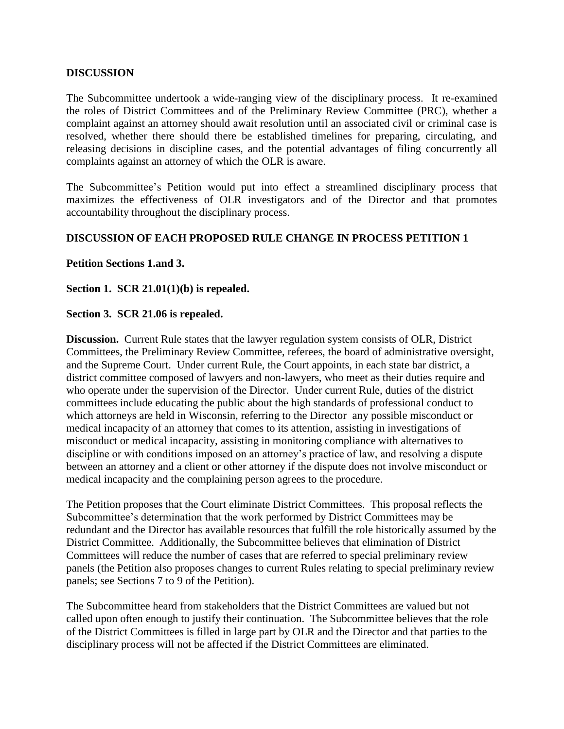## DISCUSSION

The Subcommittee undertook a wide-ranging view of the disciplinary process. It re-examined the roles of District Committees and of the Preliminary Review Committee (PRC), whether a complaint against an attorney should await resolution until an associated civil or criminal case is resolved, whether there should there be established timelines for preparing, circulating, and releasing decisions in discipline cases, and the potential advantages of filing concurrently all complaints against an attorney of which the OLR is aware.

The Subcommittee's Petition would put into effect a streamlined disciplinary process that maximizes the effectiveness of OLR investigators and of the Director and that promotes accountability throughout the disciplinary process.

## DISCUSSION OF EACH PROPOSED RULE CHANGE IN PROCESS PETITION 1

**Petition Sections 1.and 3.**

**Section 1. SCR 21.01(1)(b) is repealed.**

**Section 3. SCR 21.06 is repealed.**

**Discussion.** Current Rule states that the lawyer regulation system consists of OLR, District Committees, the Preliminary Review Committee, referees, the board of administrative oversight, and the Supreme Court. Under current Rule, the Court appoints, in each state bar district, a district committee composed of lawyers and non-lawyers, who meet as their duties require and who operate under the supervision of the Director. Under current Rule, duties of the district committees include educating the public about the high standards of professional conduct to which attorneys are held in Wisconsin, referring to the Director any possible misconduct or medical incapacity of an attorney that comes to its attention, assisting in investigations of misconduct or medical incapacity, assisting in monitoring compliance with alternatives to discipline or with conditions imposed on an attorney's practice of law, and resolving a dispute between an attorney and a client or other attorney if the dispute does not involve misconduct or medical incapacity and the complaining person agrees to the procedure.

The Petition proposes that the Court eliminate District Committees. This proposal reflects the Subcommittee's determination that the work performed by District Committees may be redundant and the Director has available resources that fulfill the role historically assumed by the District Committee. Additionally, the Subcommittee believes that elimination of District Committees will reduce the number of cases that are referred to special preliminary review panels (the Petition also proposes changes to current Rules relating to special preliminary review panels; see Sections 7 to 9 of the Petition).

The Subcommittee heard from stakeholders that the District Committees are valued but not called upon often enough to justify their continuation. The Subcommittee believes that the role of the District Committees is filled in large part by OLR and the Director and that parties to the disciplinary process will not be affected if the District Committees are eliminated.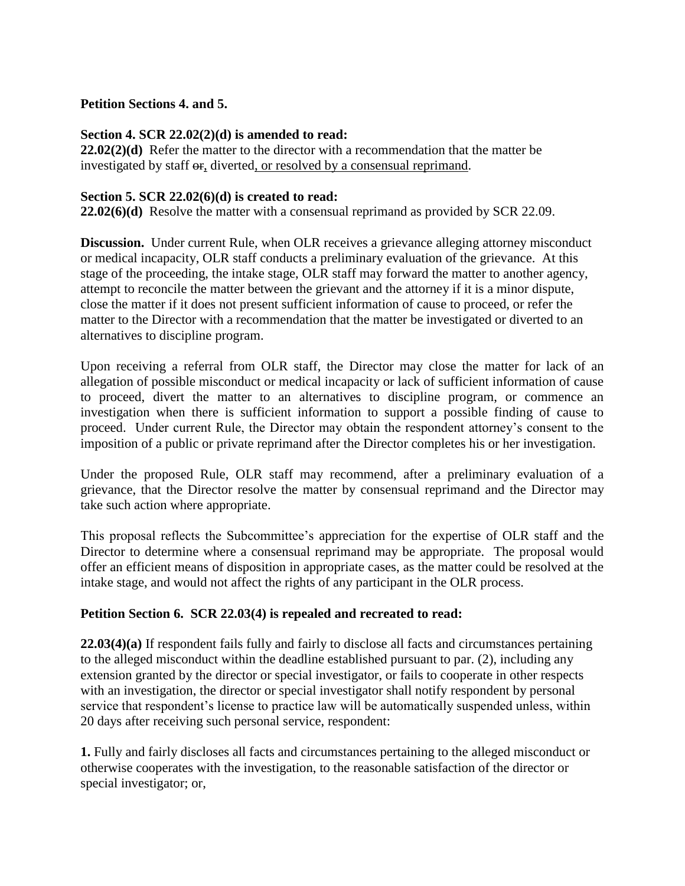**Petition Sections 4. and 5.**

**Section 4. SCR 22.02(2)(d) is amended to read:**
**22.02(2)(d)** Refer the matter to the director with a recommendation that the matter be investigated by staff ~~or~~, diverted, or resolved by a consensual reprimand.

**Section 5. SCR 22.02(6)(d) is created to read:**
**22.02(6)(d)** Resolve the matter with a consensual reprimand as provided by SCR 22.09.

**Discussion.** Under current Rule, when OLR receives a grievance alleging attorney misconduct or medical incapacity, OLR staff conducts a preliminary evaluation of the grievance. At this stage of the proceeding, the intake stage, OLR staff may forward the matter to another agency, attempt to reconcile the matter between the grievant and the attorney if it is a minor dispute, close the matter if it does not present sufficient information of cause to proceed, or refer the matter to the Director with a recommendation that the matter be investigated or diverted to an alternatives to discipline program.

Upon receiving a referral from OLR staff, the Director may close the matter for lack of an allegation of possible misconduct or medical incapacity or lack of sufficient information of cause to proceed, divert the matter to an alternatives to discipline program, or commence an investigation when there is sufficient information to support a possible finding of cause to proceed. Under current Rule, the Director may obtain the respondent attorney's consent to the imposition of a public or private reprimand after the Director completes his or her investigation.

Under the proposed Rule, OLR staff may recommend, after a preliminary evaluation of a grievance, that the Director resolve the matter by consensual reprimand and the Director may take such action where appropriate.

This proposal reflects the Subcommittee's appreciation for the expertise of OLR staff and the Director to determine where a consensual reprimand may be appropriate. The proposal would offer an efficient means of disposition in appropriate cases, as the matter could be resolved at the intake stage, and would not affect the rights of any participant in the OLR process.

**Petition Section 6. SCR 22.03(4) is repealed and recreated to read:**

**22.03(4)(a)** If respondent fails fully and fairly to disclose all facts and circumstances pertaining to the alleged misconduct within the deadline established pursuant to par. (2), including any extension granted by the director or special investigator, or fails to cooperate in other respects with an investigation, the director or special investigator shall notify respondent by personal service that respondent's license to practice law will be automatically suspended unless, within 20 days after receiving such personal service, respondent:

**1.** Fully and fairly discloses all facts and circumstances pertaining to the alleged misconduct or otherwise cooperates with the investigation, to the reasonable satisfaction of the director or special investigator; or,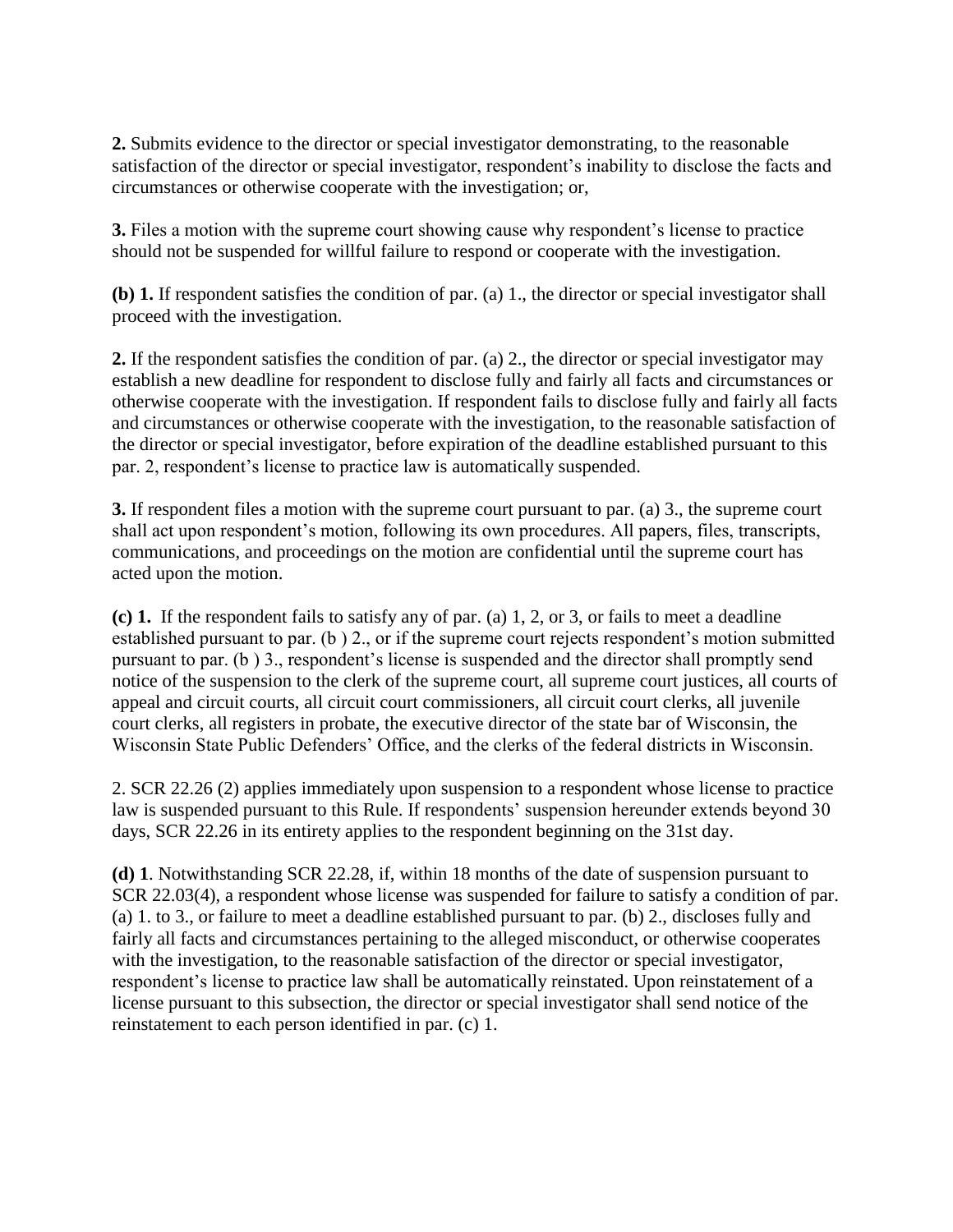**2.** Submits evidence to the director or special investigator demonstrating, to the reasonable satisfaction of the director or special investigator, respondent's inability to disclose the facts and circumstances or otherwise cooperate with the investigation; or,

**3.** Files a motion with the supreme court showing cause why respondent's license to practice should not be suspended for willful failure to respond or cooperate with the investigation.

**(b) 1.** If respondent satisfies the condition of par. (a) 1., the director or special investigator shall proceed with the investigation.

**2.** If the respondent satisfies the condition of par. (a) 2., the director or special investigator may establish a new deadline for respondent to disclose fully and fairly all facts and circumstances or otherwise cooperate with the investigation. If respondent fails to disclose fully and fairly all facts and circumstances or otherwise cooperate with the investigation, to the reasonable satisfaction of the director or special investigator, before expiration of the deadline established pursuant to this par. 2, respondent's license to practice law is automatically suspended.

**3.** If respondent files a motion with the supreme court pursuant to par. (a) 3., the supreme court shall act upon respondent's motion, following its own procedures. All papers, files, transcripts, communications, and proceedings on the motion are confidential until the supreme court has acted upon the motion.

**(c) 1.** If the respondent fails to satisfy any of par. (a) 1, 2, or 3, or fails to meet a deadline established pursuant to par. (b ) 2., or if the supreme court rejects respondent's motion submitted pursuant to par. (b ) 3., respondent's license is suspended and the director shall promptly send notice of the suspension to the clerk of the supreme court, all supreme court justices, all courts of appeal and circuit courts, all circuit court commissioners, all circuit court clerks, all juvenile court clerks, all registers in probate, the executive director of the state bar of Wisconsin, the Wisconsin State Public Defenders' Office, and the clerks of the federal districts in Wisconsin.

2. SCR 22.26 (2) applies immediately upon suspension to a respondent whose license to practice law is suspended pursuant to this Rule. If respondents' suspension hereunder extends beyond 30 days, SCR 22.26 in its entirety applies to the respondent beginning on the 31st day.

**(d) 1**. Notwithstanding SCR 22.28, if, within 18 months of the date of suspension pursuant to SCR 22.03(4), a respondent whose license was suspended for failure to satisfy a condition of par. (a) 1. to 3., or failure to meet a deadline established pursuant to par. (b) 2., discloses fully and fairly all facts and circumstances pertaining to the alleged misconduct, or otherwise cooperates with the investigation, to the reasonable satisfaction of the director or special investigator, respondent's license to practice law shall be automatically reinstated. Upon reinstatement of a license pursuant to this subsection, the director or special investigator shall send notice of the reinstatement to each person identified in par. (c) 1.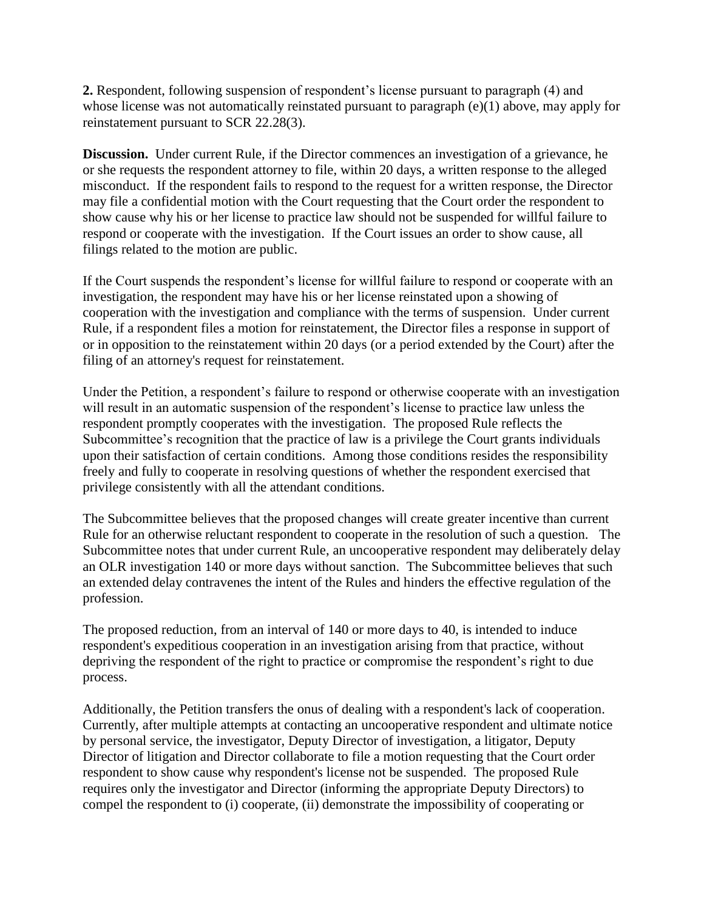**2.** Respondent, following suspension of respondent's license pursuant to paragraph (4) and whose license was not automatically reinstated pursuant to paragraph (e)(1) above, may apply for reinstatement pursuant to SCR 22.28(3).

**Discussion.** Under current Rule, if the Director commences an investigation of a grievance, he or she requests the respondent attorney to file, within 20 days, a written response to the alleged misconduct. If the respondent fails to respond to the request for a written response, the Director may file a confidential motion with the Court requesting that the Court order the respondent to show cause why his or her license to practice law should not be suspended for willful failure to respond or cooperate with the investigation. If the Court issues an order to show cause, all filings related to the motion are public.

If the Court suspends the respondent's license for willful failure to respond or cooperate with an investigation, the respondent may have his or her license reinstated upon a showing of cooperation with the investigation and compliance with the terms of suspension. Under current Rule, if a respondent files a motion for reinstatement, the Director files a response in support of or in opposition to the reinstatement within 20 days (or a period extended by the Court) after the filing of an attorney's request for reinstatement.

Under the Petition, a respondent's failure to respond or otherwise cooperate with an investigation will result in an automatic suspension of the respondent's license to practice law unless the respondent promptly cooperates with the investigation. The proposed Rule reflects the Subcommittee's recognition that the practice of law is a privilege the Court grants individuals upon their satisfaction of certain conditions. Among those conditions resides the responsibility freely and fully to cooperate in resolving questions of whether the respondent exercised that privilege consistently with all the attendant conditions.

The Subcommittee believes that the proposed changes will create greater incentive than current Rule for an otherwise reluctant respondent to cooperate in the resolution of such a question. The Subcommittee notes that under current Rule, an uncooperative respondent may deliberately delay an OLR investigation 140 or more days without sanction. The Subcommittee believes that such an extended delay contravenes the intent of the Rules and hinders the effective regulation of the profession.

The proposed reduction, from an interval of 140 or more days to 40, is intended to induce respondent's expeditious cooperation in an investigation arising from that practice, without depriving the respondent of the right to practice or compromise the respondent's right to due process.

Additionally, the Petition transfers the onus of dealing with a respondent's lack of cooperation. Currently, after multiple attempts at contacting an uncooperative respondent and ultimate notice by personal service, the investigator, Deputy Director of investigation, a litigator, Deputy Director of litigation and Director collaborate to file a motion requesting that the Court order respondent to show cause why respondent's license not be suspended. The proposed Rule requires only the investigator and Director (informing the appropriate Deputy Directors) to compel the respondent to (i) cooperate, (ii) demonstrate the impossibility of cooperating or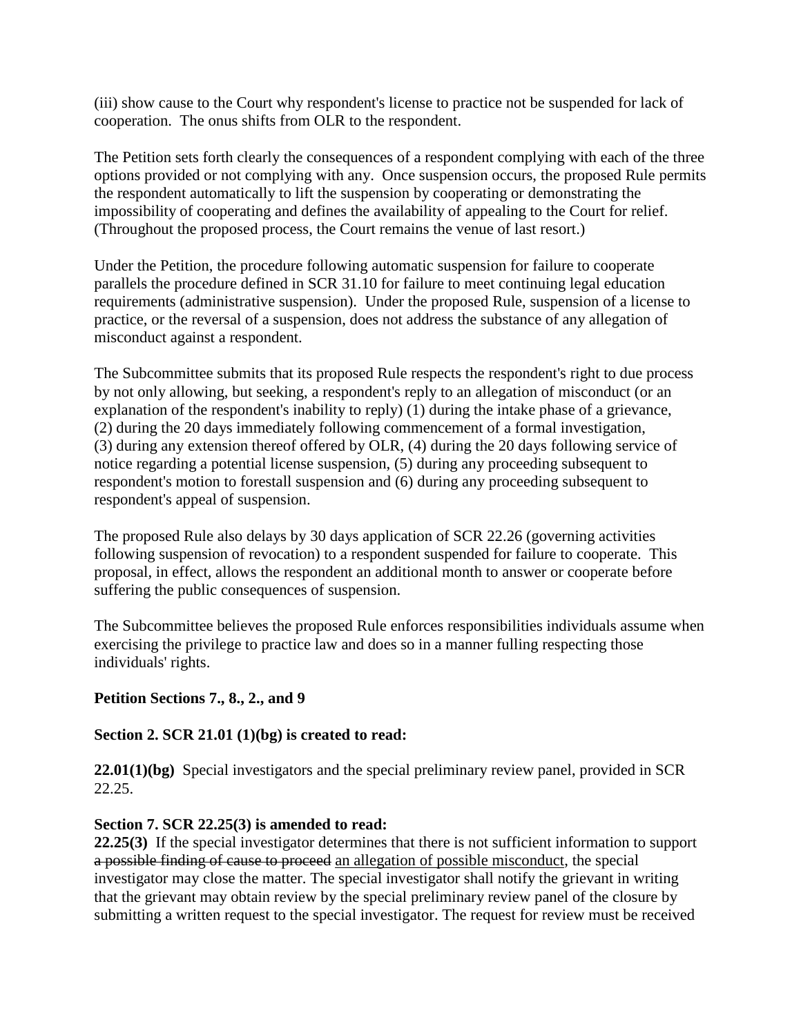(iii) show cause to the Court why respondent's license to practice not be suspended for lack of cooperation. The onus shifts from OLR to the respondent.

The Petition sets forth clearly the consequences of a respondent complying with each of the three options provided or not complying with any. Once suspension occurs, the proposed Rule permits the respondent automatically to lift the suspension by cooperating or demonstrating the impossibility of cooperating and defines the availability of appealing to the Court for relief. (Throughout the proposed process, the Court remains the venue of last resort.)

Under the Petition, the procedure following automatic suspension for failure to cooperate parallels the procedure defined in SCR 31.10 for failure to meet continuing legal education requirements (administrative suspension). Under the proposed Rule, suspension of a license to practice, or the reversal of a suspension, does not address the substance of any allegation of misconduct against a respondent.

The Subcommittee submits that its proposed Rule respects the respondent's right to due process by not only allowing, but seeking, a respondent's reply to an allegation of misconduct (or an explanation of the respondent's inability to reply) (1) during the intake phase of a grievance, (2) during the 20 days immediately following commencement of a formal investigation, (3) during any extension thereof offered by OLR, (4) during the 20 days following service of notice regarding a potential license suspension, (5) during any proceeding subsequent to respondent's motion to forestall suspension and (6) during any proceeding subsequent to respondent's appeal of suspension.

The proposed Rule also delays by 30 days application of SCR 22.26 (governing activities following suspension of revocation) to a respondent suspended for failure to cooperate. This proposal, in effect, allows the respondent an additional month to answer or cooperate before suffering the public consequences of suspension.

The Subcommittee believes the proposed Rule enforces responsibilities individuals assume when exercising the privilege to practice law and does so in a manner fulling respecting those individuals' rights.

**Petition Sections 7., 8., 2., and 9**

**Section 2. SCR 21.01 (1)(bg) is created to read:**

**22.01(1)(bg)** Special investigators and the special preliminary review panel, provided in SCR 22.25.

**Section 7. SCR 22.25(3) is amended to read:**
**22.25(3)** If the special investigator determines that there is not sufficient information to support ~~a possible finding of cause to proceed~~ <u>an allegation of possible misconduct</u>, the special investigator may close the matter. The special investigator shall notify the grievant in writing that the grievant may obtain review by the special preliminary review panel of the closure by submitting a written request to the special investigator. The request for review must be received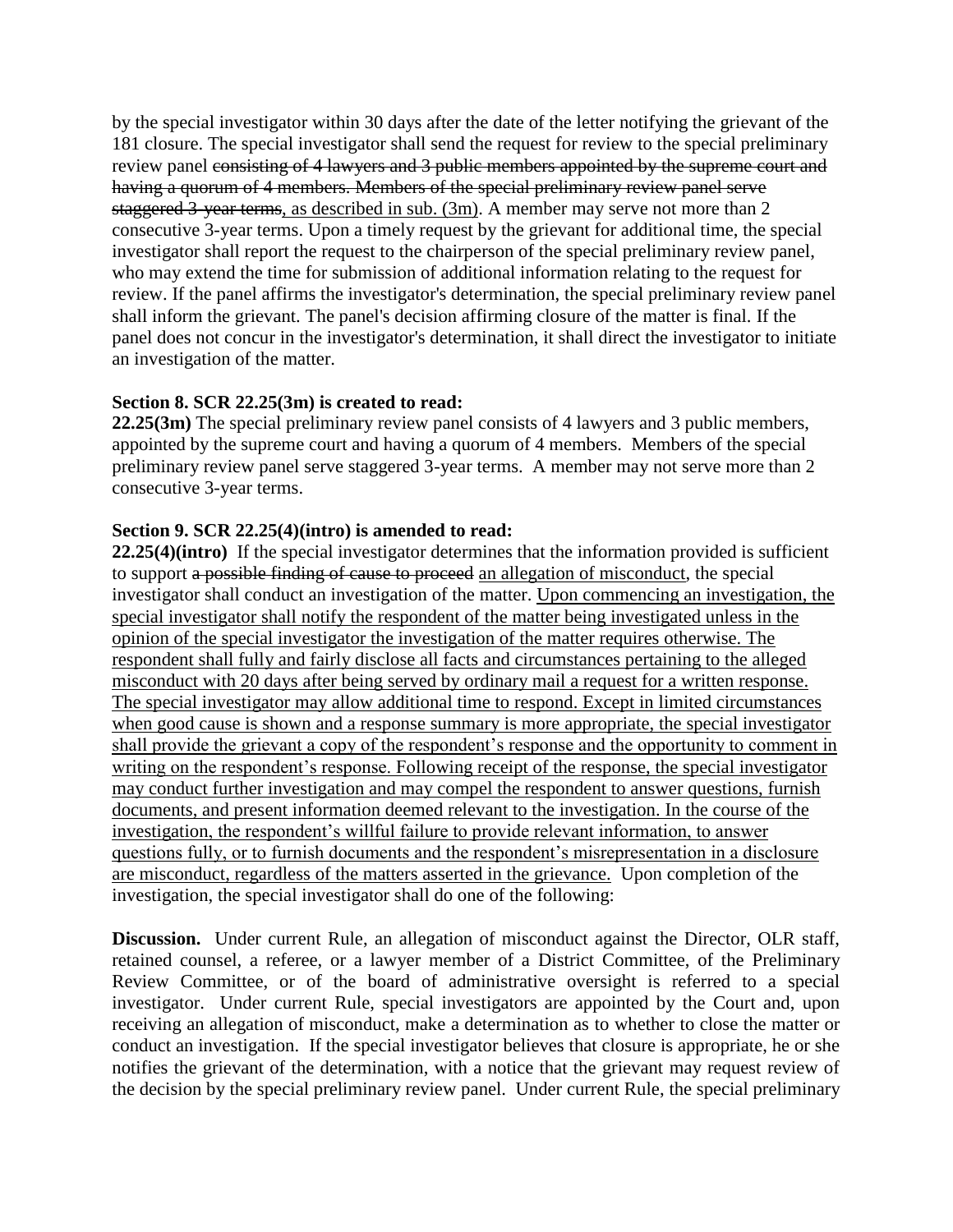by the special investigator within 30 days after the date of the letter notifying the grievant of the 181 closure. The special investigator shall send the request for review to the special preliminary review panel ~~consisting of 4 lawyers and 3 public members appointed by the supreme court and having a quorum of 4 members. Members of the special preliminary review panel serve staggered 3-year terms~~<u>, as described in sub. (3m)</u>. A member may serve not more than 2 consecutive 3-year terms. Upon a timely request by the grievant for additional time, the special investigator shall report the request to the chairperson of the special preliminary review panel, who may extend the time for submission of additional information relating to the request for review. If the panel affirms the investigator's determination, the special preliminary review panel shall inform the grievant. The panel's decision affirming closure of the matter is final. If the panel does not concur in the investigator's determination, it shall direct the investigator to initiate an investigation of the matter.

**Section 8. SCR 22.25(3m) is created to read:**

**22.25(3m)** The special preliminary review panel consists of 4 lawyers and 3 public members, appointed by the supreme court and having a quorum of 4 members. Members of the special preliminary review panel serve staggered 3-year terms. A member may not serve more than 2 consecutive 3-year terms.

**Section 9. SCR 22.25(4)(intro) is amended to read:**

**22.25(4)(intro)** If the special investigator determines that the information provided is sufficient to support ~~a possible finding of cause to proceed~~ <u>an allegation of misconduct</u>, the special investigator shall conduct an investigation of the matter. <u>Upon commencing an investigation, the special investigator shall notify the respondent of the matter being investigated unless in the opinion of the special investigator the investigation of the matter requires otherwise. The respondent shall fully and fairly disclose all facts and circumstances pertaining to the alleged misconduct with 20 days after being served by ordinary mail a request for a written response. The special investigator may allow additional time to respond. Except in limited circumstances when good cause is shown and a response summary is more appropriate, the special investigator shall provide the grievant a copy of the respondent's response and the opportunity to comment in writing on the respondent's response. Following receipt of the response, the special investigator may conduct further investigation and may compel the respondent to answer questions, furnish documents, and present information deemed relevant to the investigation. In the course of the investigation, the respondent's willful failure to provide relevant information, to answer questions fully, or to furnish documents and the respondent's misrepresentation in a disclosure are misconduct, regardless of the matters asserted in the grievance.</u> Upon completion of the investigation, the special investigator shall do one of the following:

**Discussion.** Under current Rule, an allegation of misconduct against the Director, OLR staff, retained counsel, a referee, or a lawyer member of a District Committee, of the Preliminary Review Committee, or of the board of administrative oversight is referred to a special investigator. Under current Rule, special investigators are appointed by the Court and, upon receiving an allegation of misconduct, make a determination as to whether to close the matter or conduct an investigation. If the special investigator believes that closure is appropriate, he or she notifies the grievant of the determination, with a notice that the grievant may request review of the decision by the special preliminary review panel. Under current Rule, the special preliminary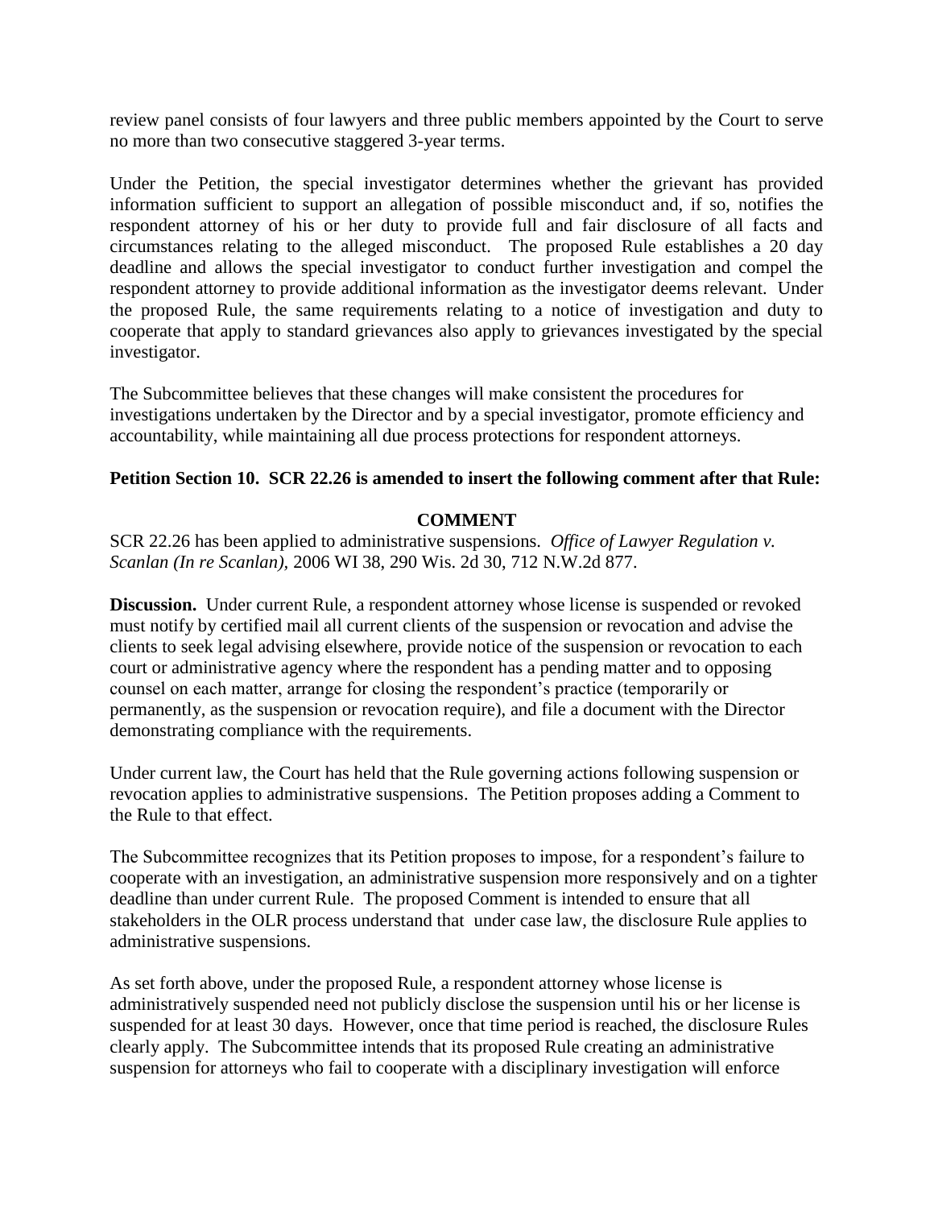review panel consists of four lawyers and three public members appointed by the Court to serve no more than two consecutive staggered 3-year terms.

Under the Petition, the special investigator determines whether the grievant has provided information sufficient to support an allegation of possible misconduct and, if so, notifies the respondent attorney of his or her duty to provide full and fair disclosure of all facts and circumstances relating to the alleged misconduct. The proposed Rule establishes a 20 day deadline and allows the special investigator to conduct further investigation and compel the respondent attorney to provide additional information as the investigator deems relevant. Under the proposed Rule, the same requirements relating to a notice of investigation and duty to cooperate that apply to standard grievances also apply to grievances investigated by the special investigator.

The Subcommittee believes that these changes will make consistent the procedures for investigations undertaken by the Director and by a special investigator, promote efficiency and accountability, while maintaining all due process protections for respondent attorneys.

**Petition Section 10. SCR 22.26 is amended to insert the following comment after that Rule:**

**COMMENT**

SCR 22.26 has been applied to administrative suspensions. *Office of Lawyer Regulation v. Scanlan (In re Scanlan),* 2006 WI 38, 290 Wis. 2d 30, 712 N.W.2d 877.

**Discussion.** Under current Rule, a respondent attorney whose license is suspended or revoked must notify by certified mail all current clients of the suspension or revocation and advise the clients to seek legal advising elsewhere, provide notice of the suspension or revocation to each court or administrative agency where the respondent has a pending matter and to opposing counsel on each matter, arrange for closing the respondent's practice (temporarily or permanently, as the suspension or revocation require), and file a document with the Director demonstrating compliance with the requirements.

Under current law, the Court has held that the Rule governing actions following suspension or revocation applies to administrative suspensions. The Petition proposes adding a Comment to the Rule to that effect.

The Subcommittee recognizes that its Petition proposes to impose, for a respondent's failure to cooperate with an investigation, an administrative suspension more responsively and on a tighter deadline than under current Rule. The proposed Comment is intended to ensure that all stakeholders in the OLR process understand that under case law, the disclosure Rule applies to administrative suspensions.

As set forth above, under the proposed Rule, a respondent attorney whose license is administratively suspended need not publicly disclose the suspension until his or her license is suspended for at least 30 days. However, once that time period is reached, the disclosure Rules clearly apply. The Subcommittee intends that its proposed Rule creating an administrative suspension for attorneys who fail to cooperate with a disciplinary investigation will enforce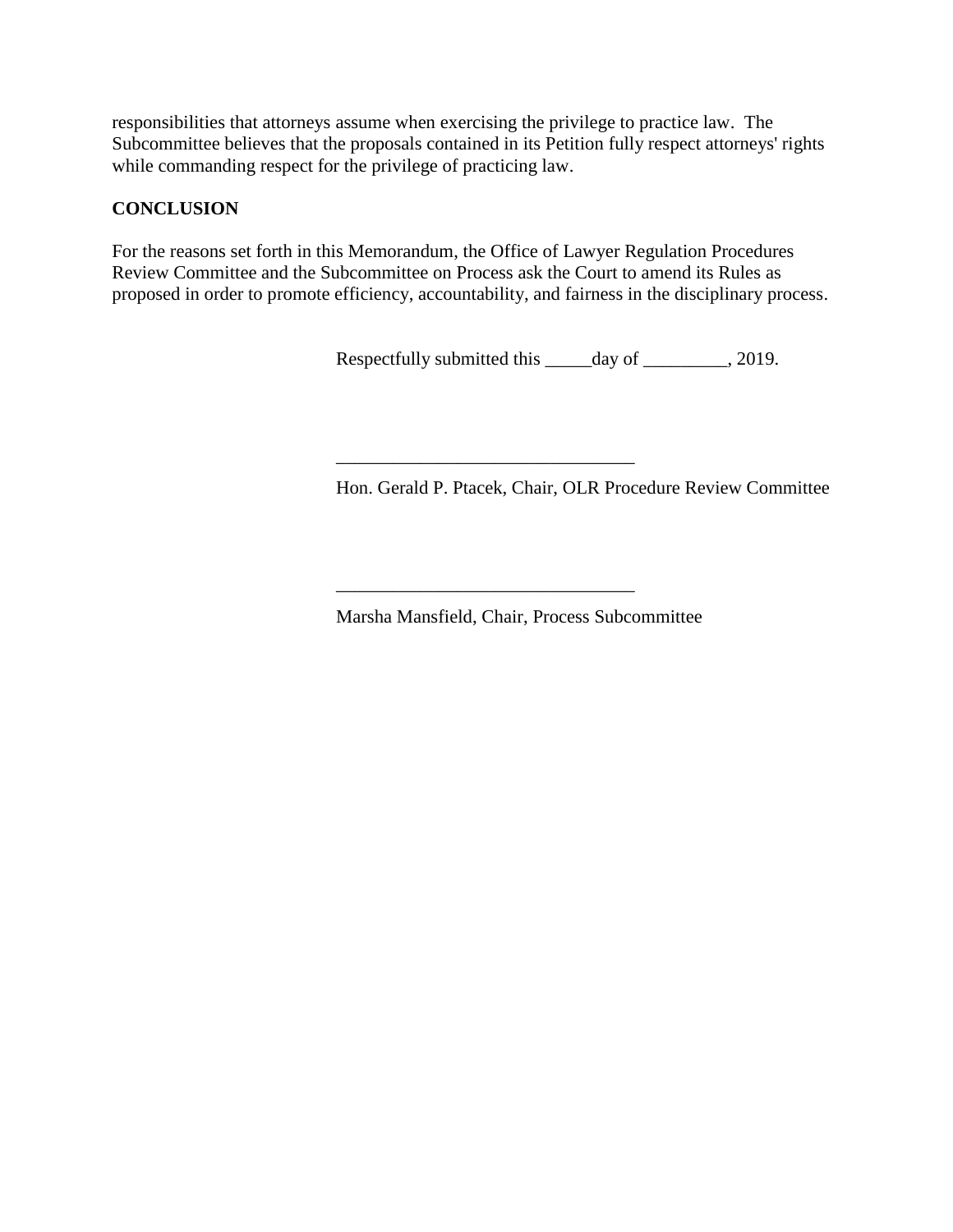responsibilities that attorneys assume when exercising the privilege to practice law. The Subcommittee believes that the proposals contained in its Petition fully respect attorneys' rights while commanding respect for the privilege of practicing law.

**CONCLUSION**

For the reasons set forth in this Memorandum, the Office of Lawyer Regulation Procedures Review Committee and the Subcommittee on Process ask the Court to amend its Rules as proposed in order to promote efficiency, accountability, and fairness in the disciplinary process.

Respectfully submitted this _____day of _________, 2019.

________________________________

Hon. Gerald P. Ptacek, Chair, OLR Procedure Review Committee

________________________________

Marsha Mansfield, Chair, Process Subcommittee